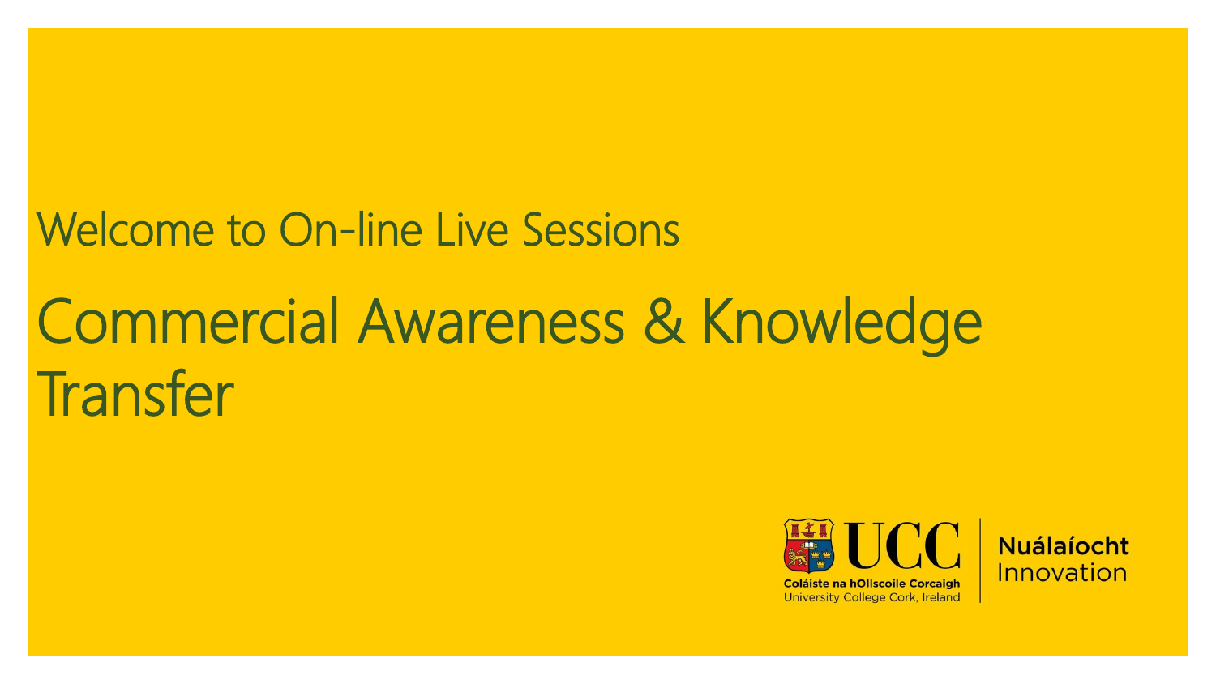Welcome to On-line Live Sessions

# Commercial Awareness & Knowledge Transfer

UCC
Coláiste na hOllscoile Corcaigh
University College Cork, Ireland

Nuálaíocht
Innovation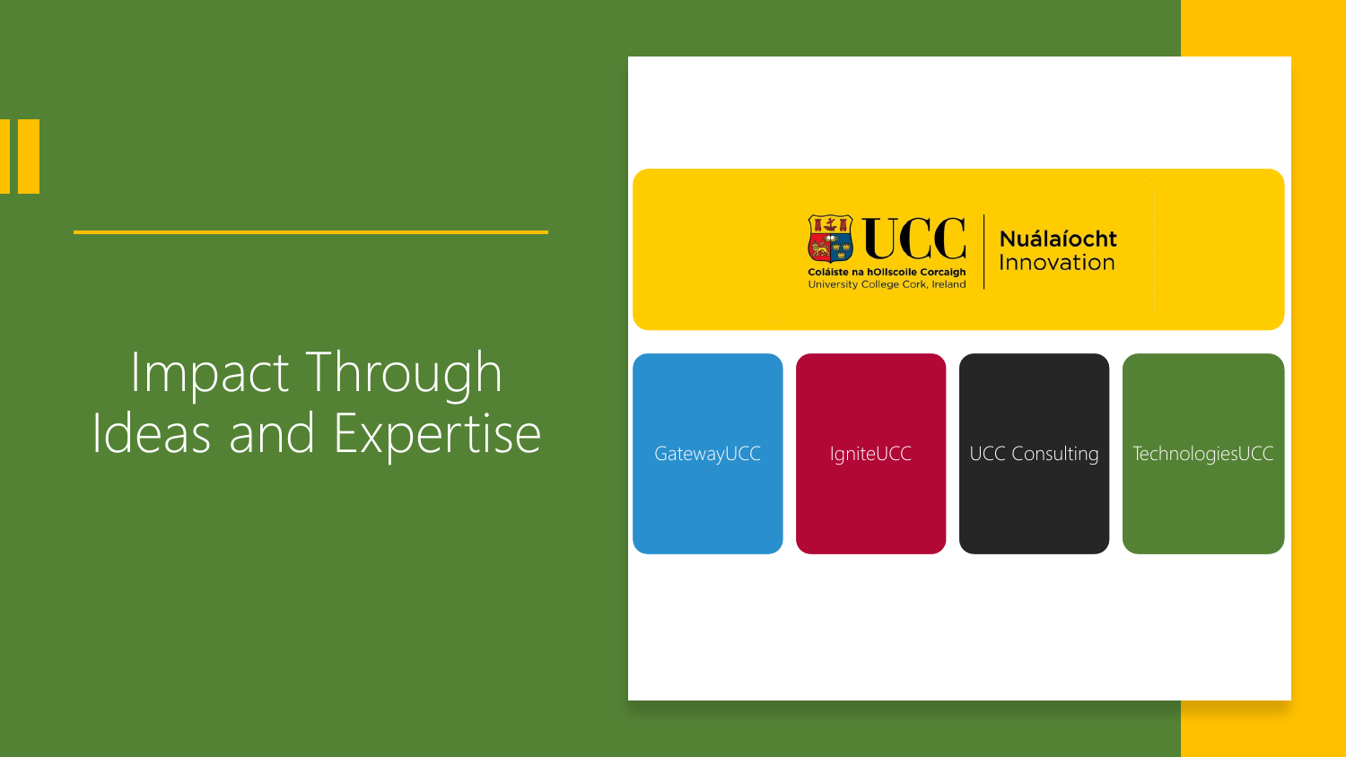# Impact Through Ideas and Expertise

UCC
Coláiste na hOllscoile Corcaigh
University College Cork, Ireland

Nuálaíocht
Innovation

- GatewayUCC
- IgniteUCC
- UCC Consulting
- TechnologiesUCC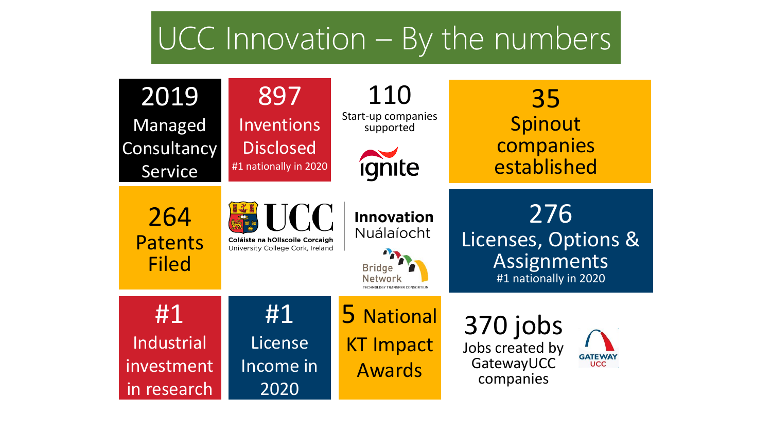# UCC Innovation – By the numbers

**2019**
Managed Consultancy Service

**897**
Inventions Disclosed
#1 nationally in 2020

**110**
Start-up companies supported

ignite

**35**
Spinout companies established

**264**
Patents Filed

UCC
Coláiste na hOllscoile Corcaigh
University College Cork, Ireland

Innovation
Nuálaíocht

Bridge Network
TECHNOLOGY TRANSFER CONSORTIUM

**276**
Licenses, Options & Assignments
#1 nationally in 2020

**#1**
Industrial investment in research

**#1**
License Income in 2020

**5** National KT Impact Awards

**370 jobs**
Jobs created by GatewayUCC companies

GATEWAY UCC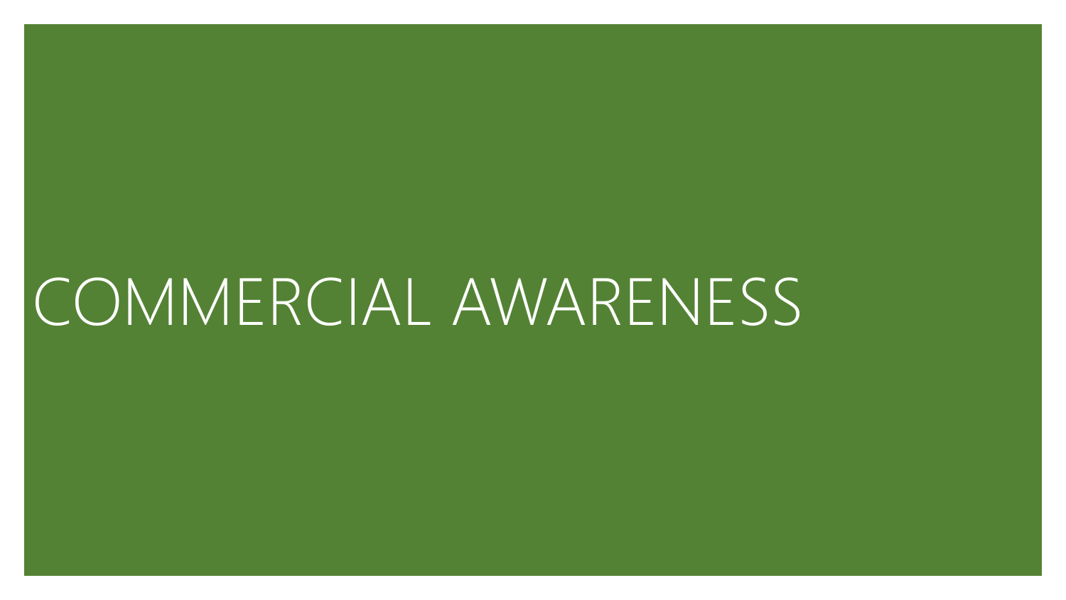# COMMERCIAL AWARENESS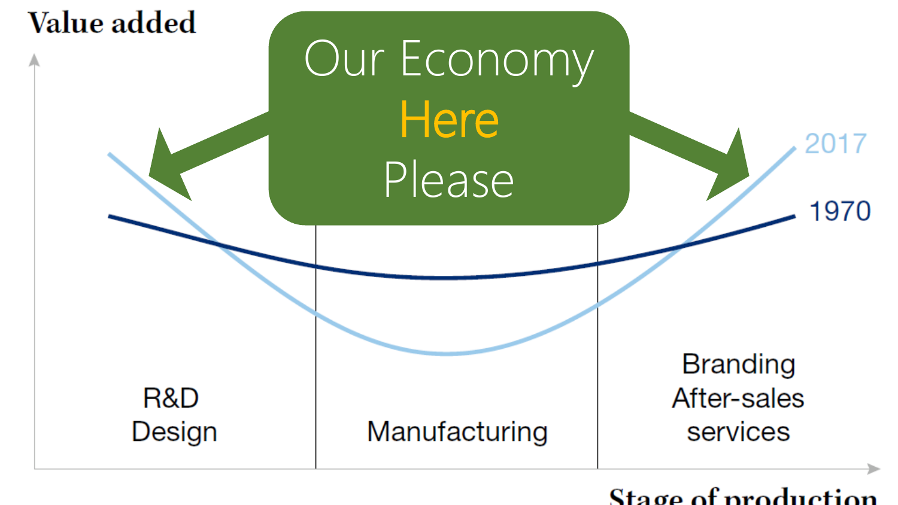Our Economy **Here** Please

Value added

2017

1970

R&D
Design

Manufacturing

Branding
After-sales
services

Stage of production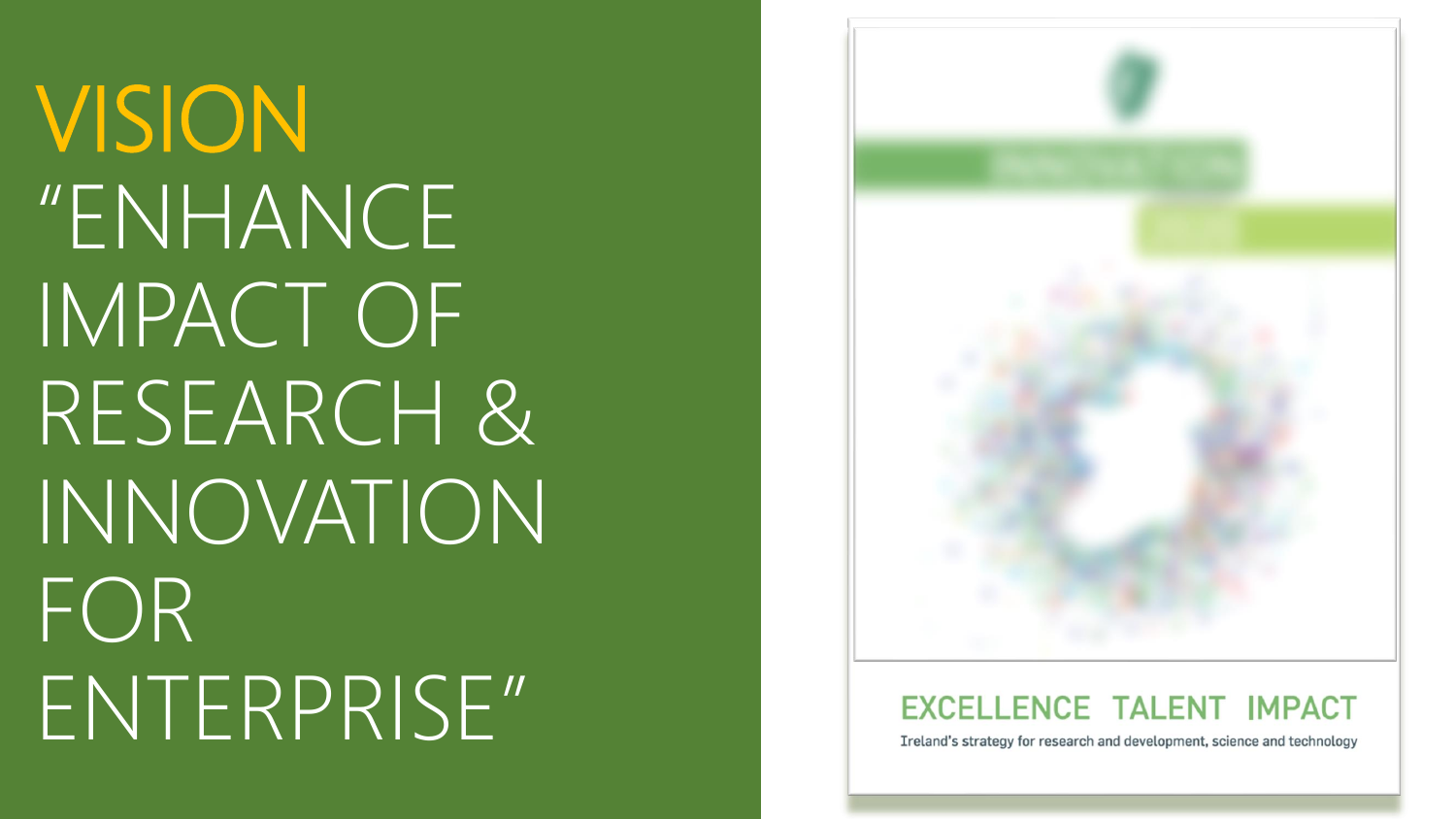# VISION

"ENHANCE IMPACT OF RESEARCH & INNOVATION FOR ENTERPRISE"

**EXCELLENCE TALENT IMPACT**

Ireland's strategy for research and development, science and technology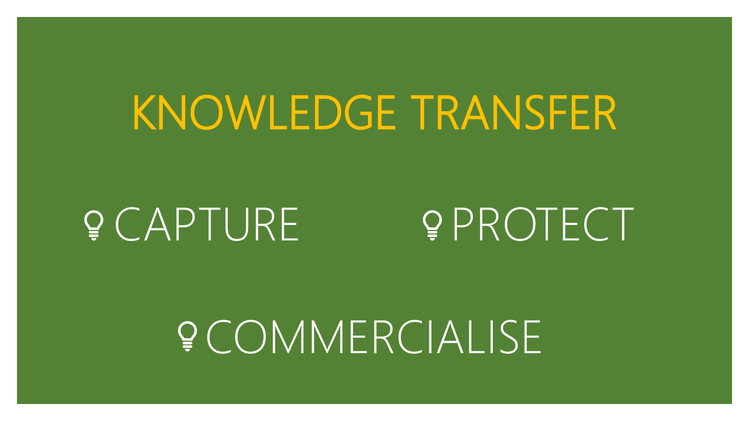# KNOWLEDGE TRANSFER

- CAPTURE
- PROTECT
- COMMERCIALISE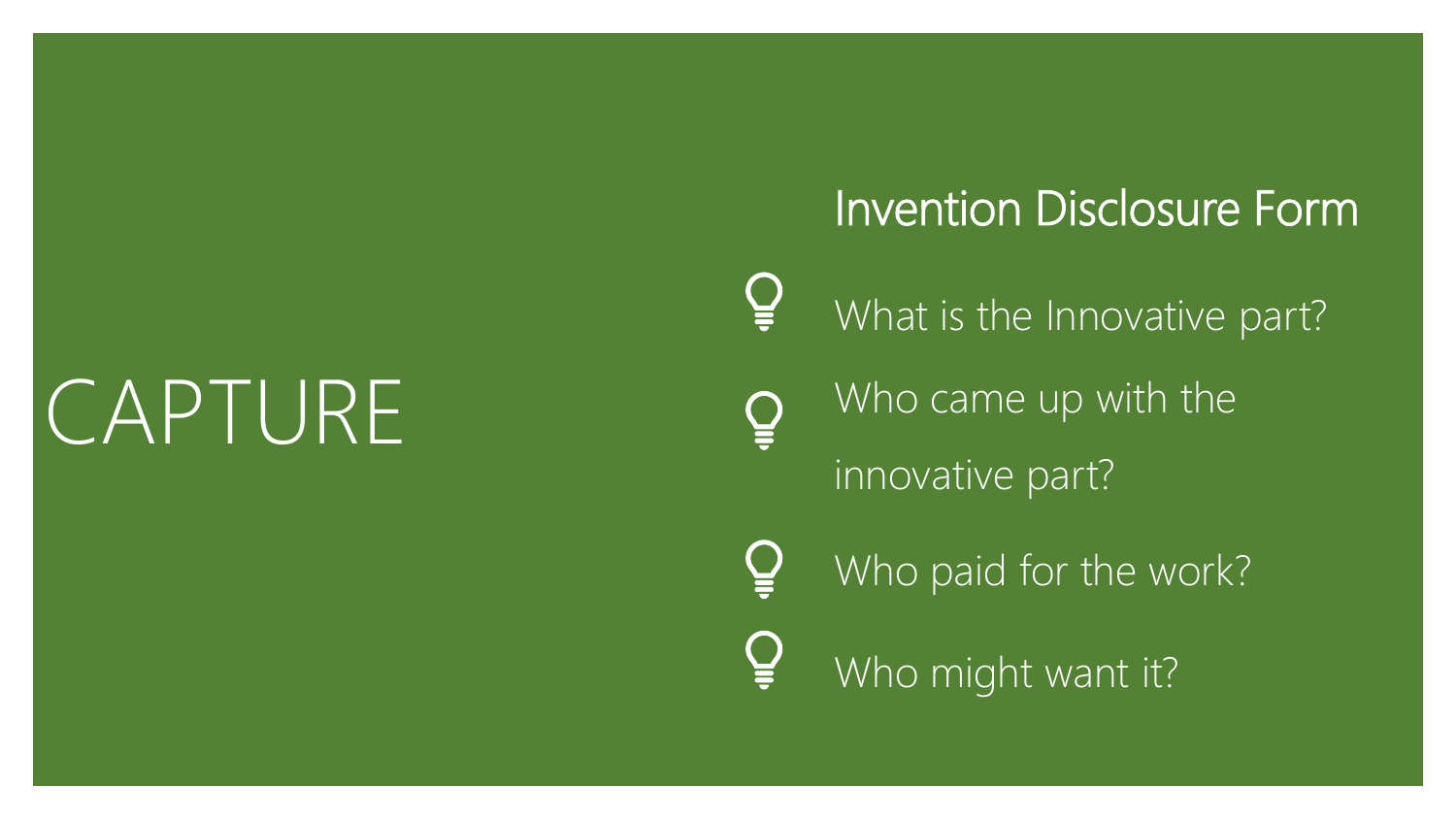# CAPTURE

## Invention Disclosure Form

- What is the Innovative part?
- Who came up with the innovative part?
- Who paid for the work?
- Who might want it?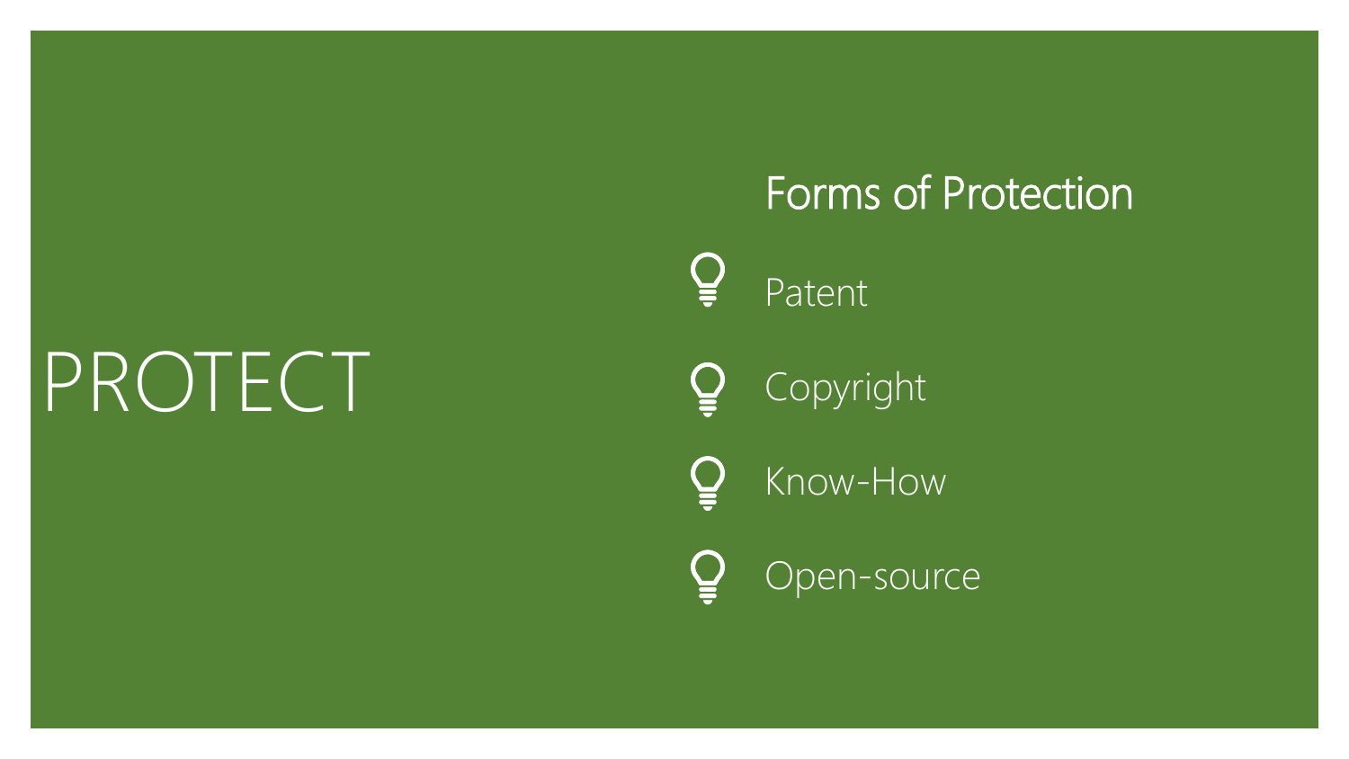# PROTECT

## Forms of Protection

- Patent
- Copyright
- Know-How
- Open-source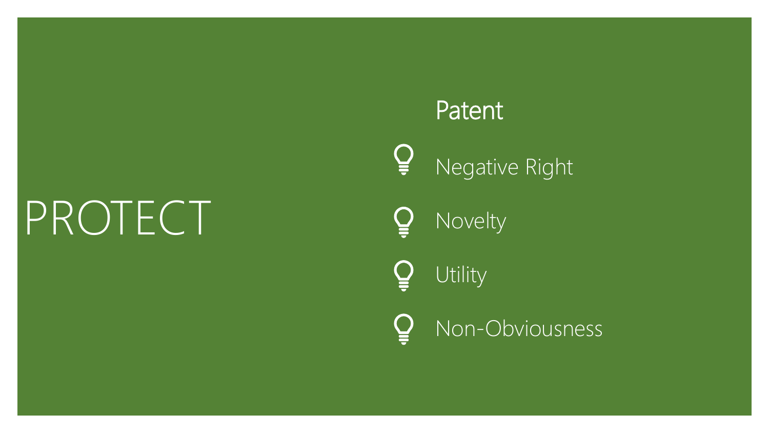# PROTECT

## Patent

- Negative Right
- Novelty
- Utility
- Non-Obviousness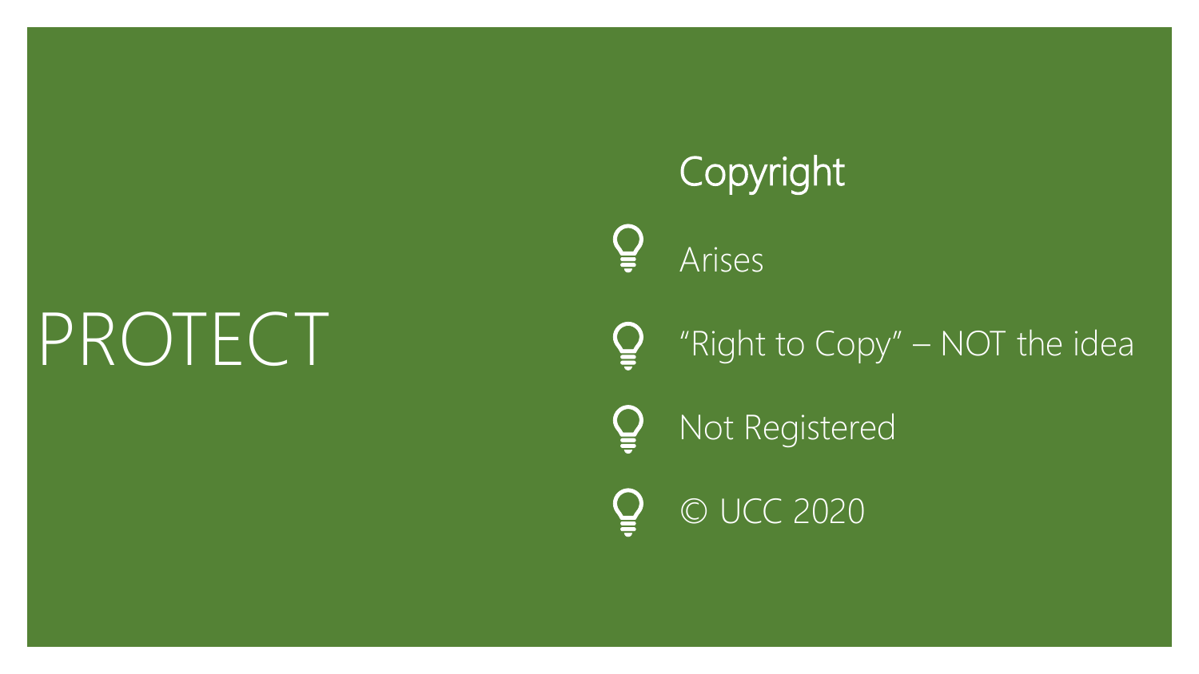# PROTECT

## Copyright

- Arises
- "Right to Copy" – NOT the idea
- Not Registered
- © UCC 2020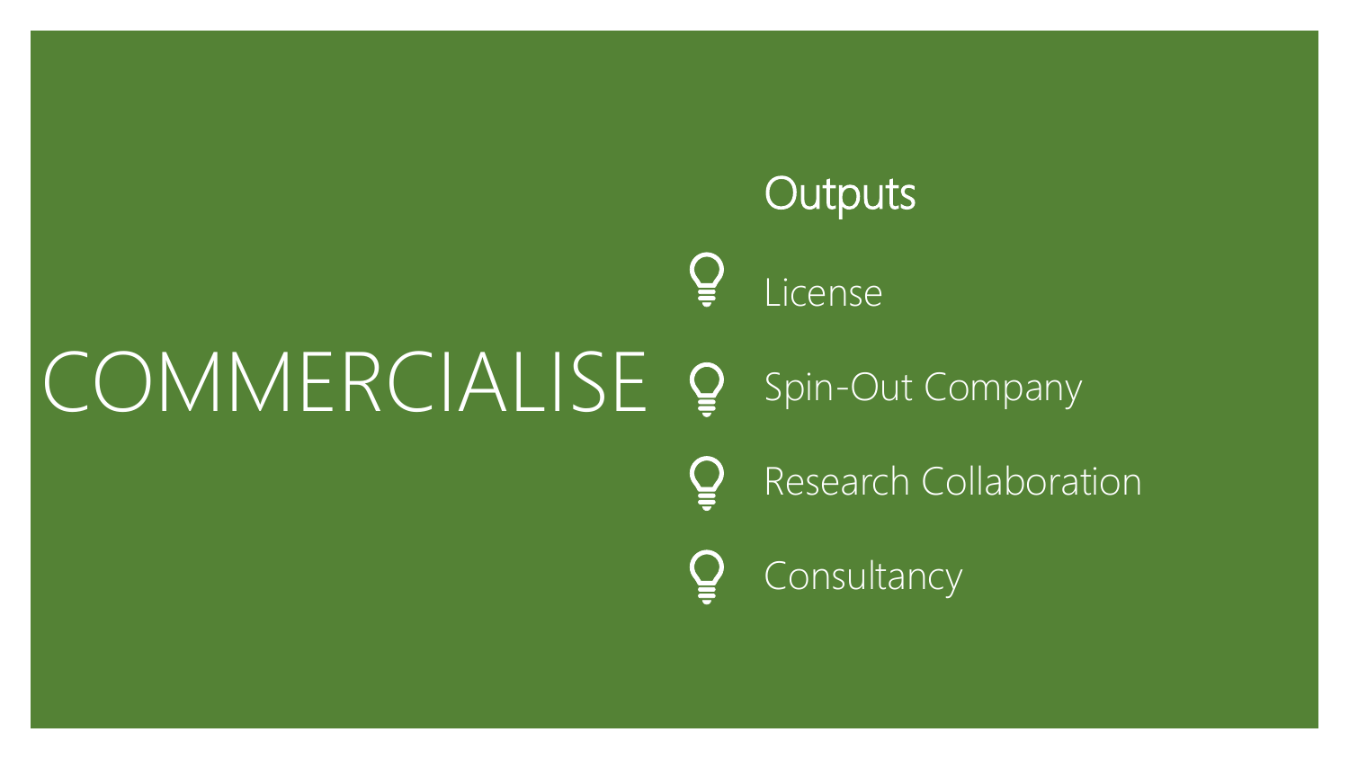# COMMERCIALISE

## Outputs

- License
- Spin-Out Company
- Research Collaboration
- Consultancy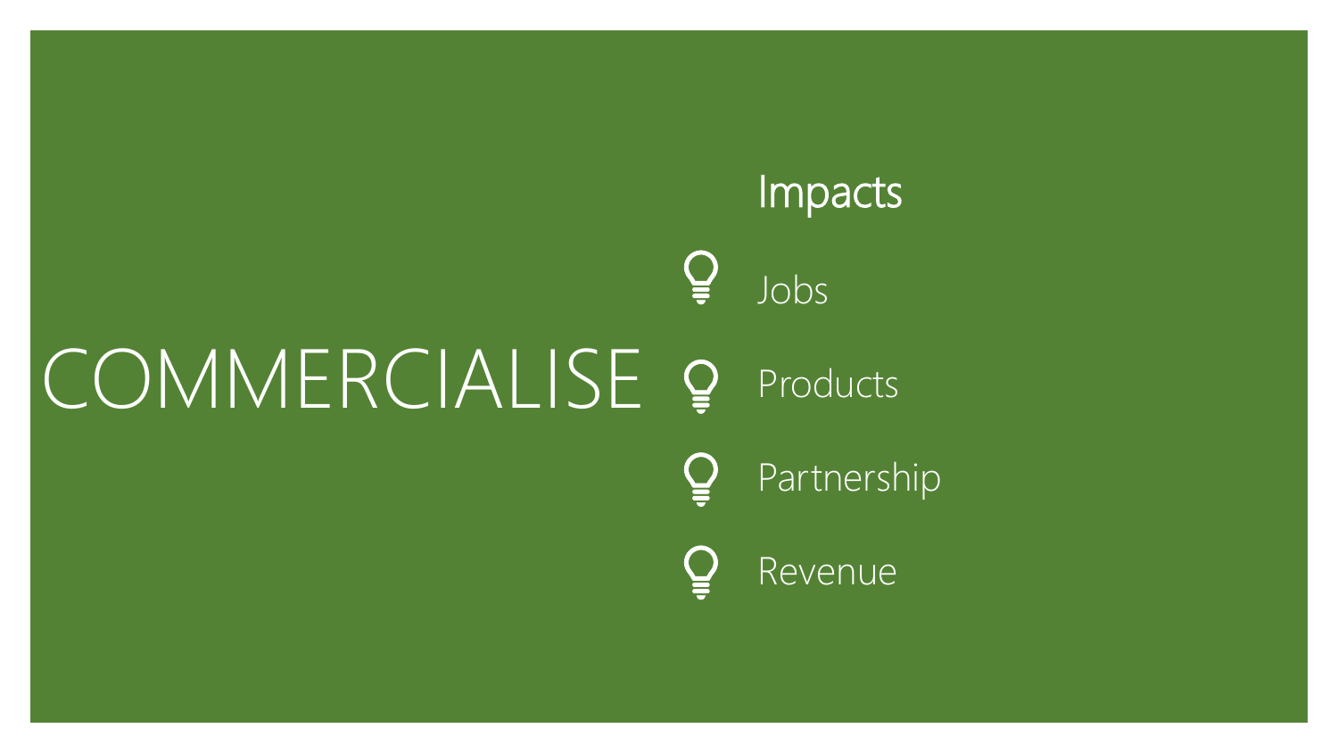# COMMERCIALISE

## Impacts

- Jobs
- Products
- Partnership
- Revenue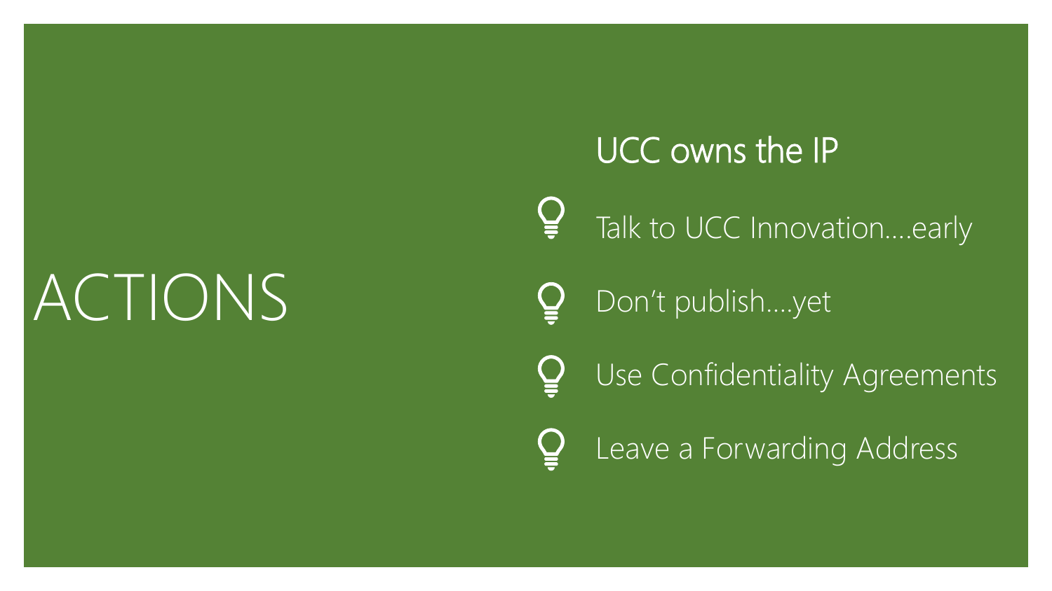# ACTIONS

## UCC owns the IP

- Talk to UCC Innovation….early
- Don't publish….yet
- Use Confidentiality Agreements
- Leave a Forwarding Address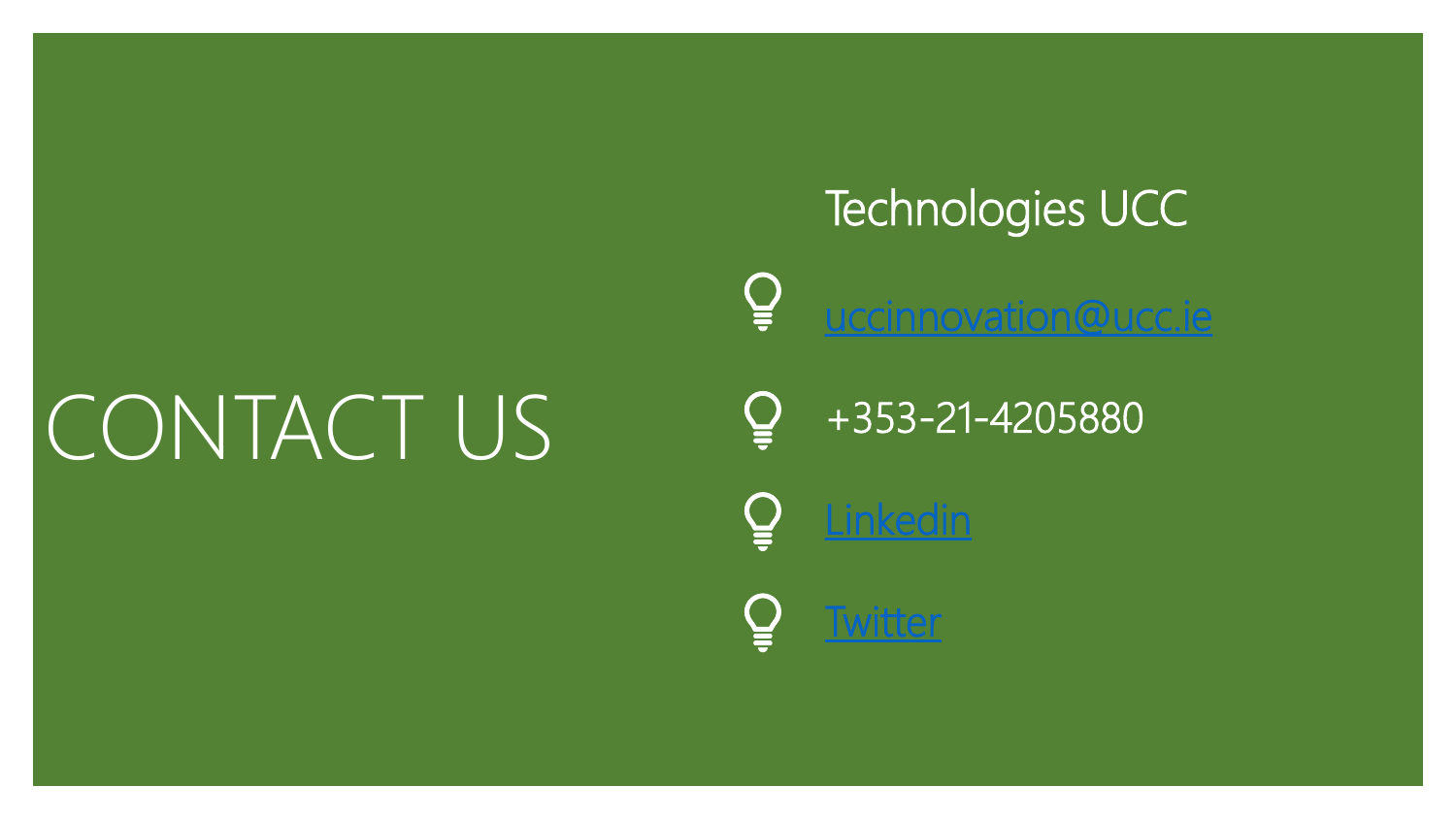# CONTACT US

Technologies UCC

- uccinnovation@ucc.ie
- +353-21-4205880
- Linkedin
- Twitter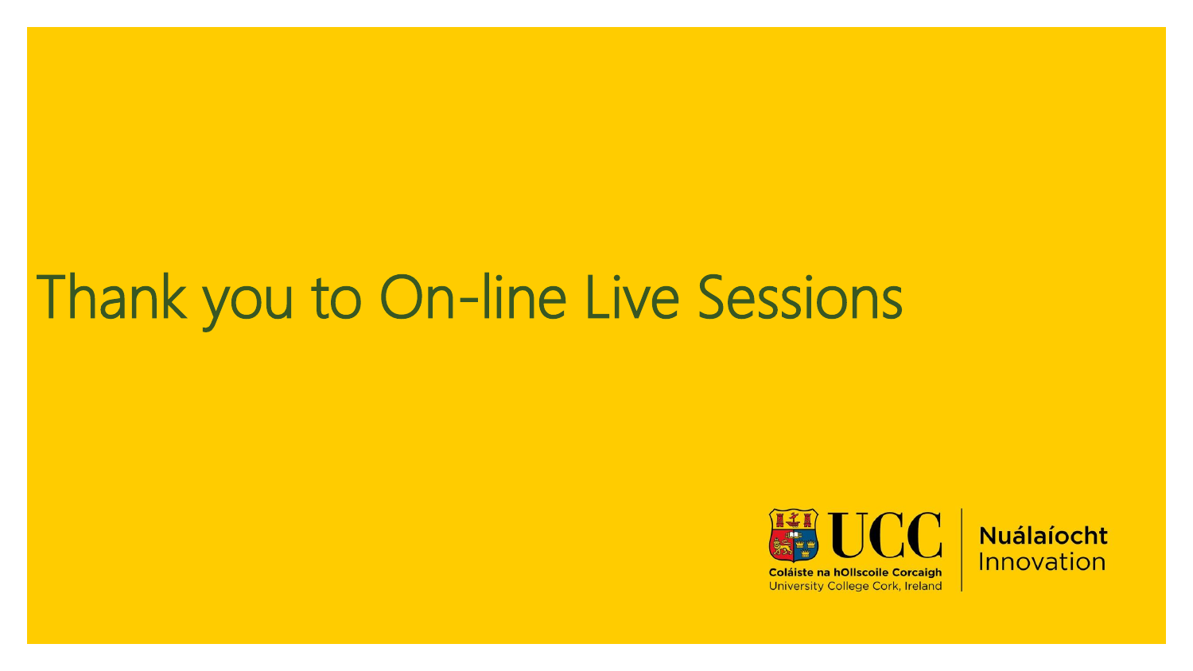# Thank you to On-line Live Sessions

Coláiste na hOllscoile Corcaigh
University College Cork, Ireland

Nuálaíocht
Innovation